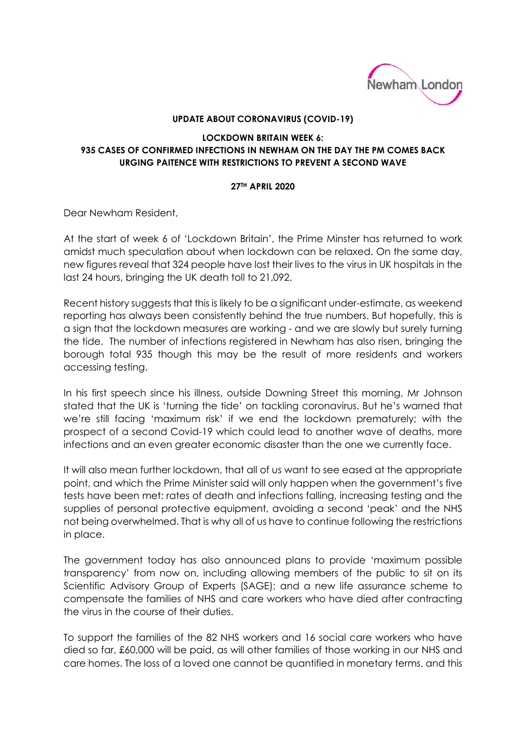**UPDATE ABOUT CORONAVIRUS (COVID-19)**

**LOCKDOWN BRITAIN WEEK 6:
935 CASES OF CONFIRMED INFECTIONS IN NEWHAM ON THE DAY THE PM COMES BACK URGING PAITENCE WITH RESTRICTIONS TO PREVENT A SECOND WAVE**

**27TH APRIL 2020**

Dear Newham Resident,

At the start of week 6 of 'Lockdown Britain', the Prime Minster has returned to work amidst much speculation about when lockdown can be relaxed. On the same day, new figures reveal that 324 people have lost their lives to the virus in UK hospitals in the last 24 hours, bringing the UK death toll to 21,092.

Recent history suggests that this is likely to be a significant under-estimate, as weekend reporting has always been consistently behind the true numbers. But hopefully, this is a sign that the lockdown measures are working - and we are slowly but surely turning the tide. The number of infections registered in Newham has also risen, bringing the borough total 935 though this may be the result of more residents and workers accessing testing.

In his first speech since his illness, outside Downing Street this morning, Mr Johnson stated that the UK is 'turning the tide' on tackling coronavirus. But he's warned that we're still facing 'maximum risk' if we end the lockdown prematurely; with the prospect of a second Covid-19 which could lead to another wave of deaths, more infections and an even greater economic disaster than the one we currently face.

It will also mean further lockdown, that all of us want to see eased at the appropriate point, and which the Prime Minister said will only happen when the government's five tests have been met: rates of death and infections falling, increasing testing and the supplies of personal protective equipment, avoiding a second 'peak' and the NHS not being overwhelmed. That is why all of us have to continue following the restrictions in place.

The government today has also announced plans to provide 'maximum possible transparency' from now on, including allowing members of the public to sit on its Scientific Advisory Group of Experts (SAGE); and a new life assurance scheme to compensate the families of NHS and care workers who have died after contracting the virus in the course of their duties.

To support the families of the 82 NHS workers and 16 social care workers who have died so far, £60,000 will be paid, as will other families of those working in our NHS and care homes. The loss of a loved one cannot be quantified in monetary terms, and this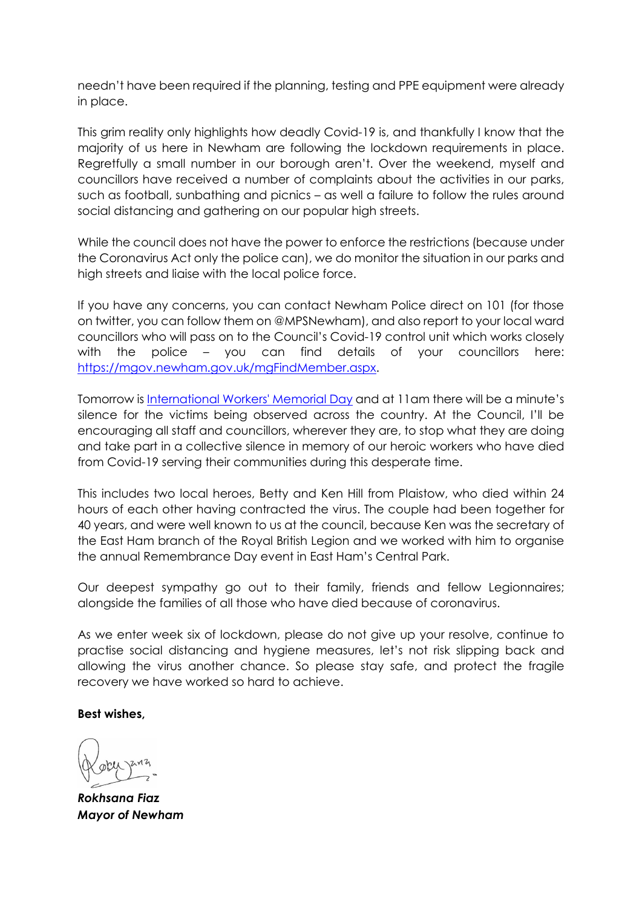needn't have been required if the planning, testing and PPE equipment were already in place.

This grim reality only highlights how deadly Covid-19 is, and thankfully I know that the majority of us here in Newham are following the lockdown requirements in place. Regretfully a small number in our borough aren't. Over the weekend, myself and councillors have received a number of complaints about the activities in our parks, such as football, sunbathing and picnics – as well a failure to follow the rules around social distancing and gathering on our popular high streets.

While the council does not have the power to enforce the restrictions (because under the Coronavirus Act only the police can), we do monitor the situation in our parks and high streets and liaise with the local police force.

If you have any concerns, you can contact Newham Police direct on 101 (for those on twitter, you can follow them on @MPSNewham), and also report to your local ward councillors who will pass on to the Council's Covid-19 control unit which works closely with the police – you can find details of your councillors here: https://mgov.newham.gov.uk/mgFindMember.aspx.

Tomorrow is International Workers' Memorial Day and at 11am there will be a minute's silence for the victims being observed across the country. At the Council, I'll be encouraging all staff and councillors, wherever they are, to stop what they are doing and take part in a collective silence in memory of our heroic workers who have died from Covid-19 serving their communities during this desperate time.

This includes two local heroes, Betty and Ken Hill from Plaistow, who died within 24 hours of each other having contracted the virus. The couple had been together for 40 years, and were well known to us at the council, because Ken was the secretary of the East Ham branch of the Royal British Legion and we worked with him to organise the annual Remembrance Day event in East Ham's Central Park.

Our deepest sympathy go out to their family, friends and fellow Legionnaires; alongside the families of all those who have died because of coronavirus.

As we enter week six of lockdown, please do not give up your resolve, continue to practise social distancing and hygiene measures, let's not risk slipping back and allowing the virus another chance. So please stay safe, and protect the fragile recovery we have worked so hard to achieve.

**Best wishes,**

***Rokhsana Fiaz***
***Mayor of Newham***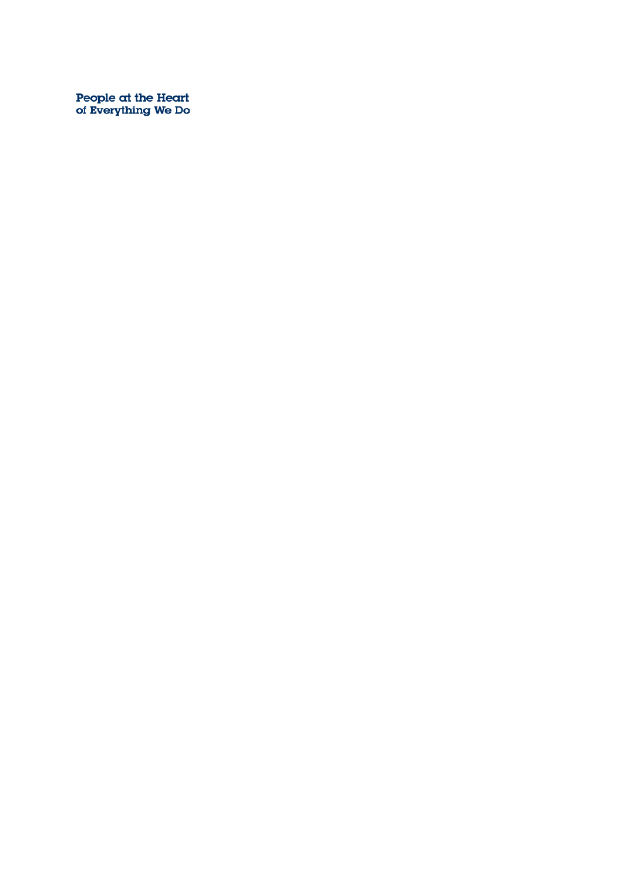**People at the Heart of Everything We Do**